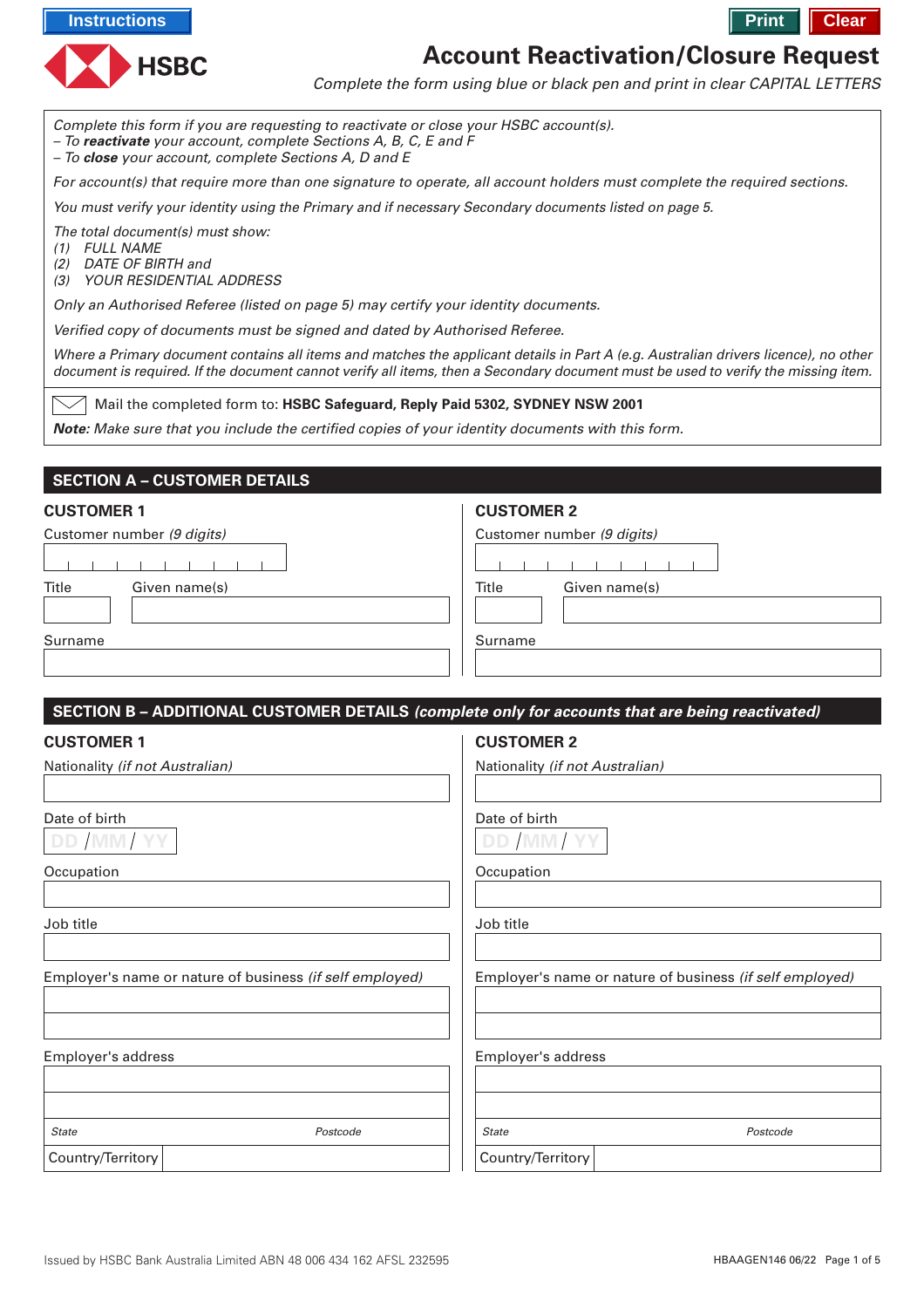Instructions

HSBC

Print Clear

# Account Reactivation/Closure Request

*Complete the form using blue or black pen and print in clear CAPITAL LETTERS*

*Complete this form if you are requesting to reactivate or close your HSBC account(s).*
*– To **reactivate** your account, complete Sections A, B, C, E and F*
*– To **close** your account, complete Sections A, D and E*

*For account(s) that require more than one signature to operate, all account holders must complete the required sections.*

*You must verify your identity using the Primary and if necessary Secondary documents listed on page 5.*

*The total document(s) must show:*
*(1) FULL NAME*
*(2) DATE OF BIRTH and*
*(3) YOUR RESIDENTIAL ADDRESS*

*Only an Authorised Referee (listed on page 5) may certify your identity documents.*

*Verified copy of documents must be signed and dated by Authorised Referee.*

*Where a Primary document contains all items and matches the applicant details in Part A (e.g. Australian drivers licence), no other document is required. If the document cannot verify all items, then a Secondary document must be used to verify the missing item.*

Mail the completed form to: **HSBC Safeguard, Reply Paid 5302, SYDNEY NSW 2001**

***Note:*** *Make sure that you include the certified copies of your identity documents with this form.*

## SECTION A – CUSTOMER DETAILS

### CUSTOMER 1

Customer number *(9 digits)*

Title Given name(s)

Surname

### CUSTOMER 2

Customer number *(9 digits)*

Title Given name(s)

Surname

## SECTION B – ADDITIONAL CUSTOMER DETAILS *(complete only for accounts that are being reactivated)*

### CUSTOMER 1

Nationality *(if not Australian)*

Date of birth DD / MM / YY

Occupation

Job title

Employer's name or nature of business *(if self employed)*

Employer's address

*State* *Postcode*

Country/Territory

### CUSTOMER 2

Nationality *(if not Australian)*

Date of birth DD / MM / YY

Occupation

Job title

Employer's name or nature of business *(if self employed)*

Employer's address

*State* *Postcode*

Country/Territory

Issued by HSBC Bank Australia Limited ABN 48 006 434 162 AFSL 232595

HBAAGEN146 06/22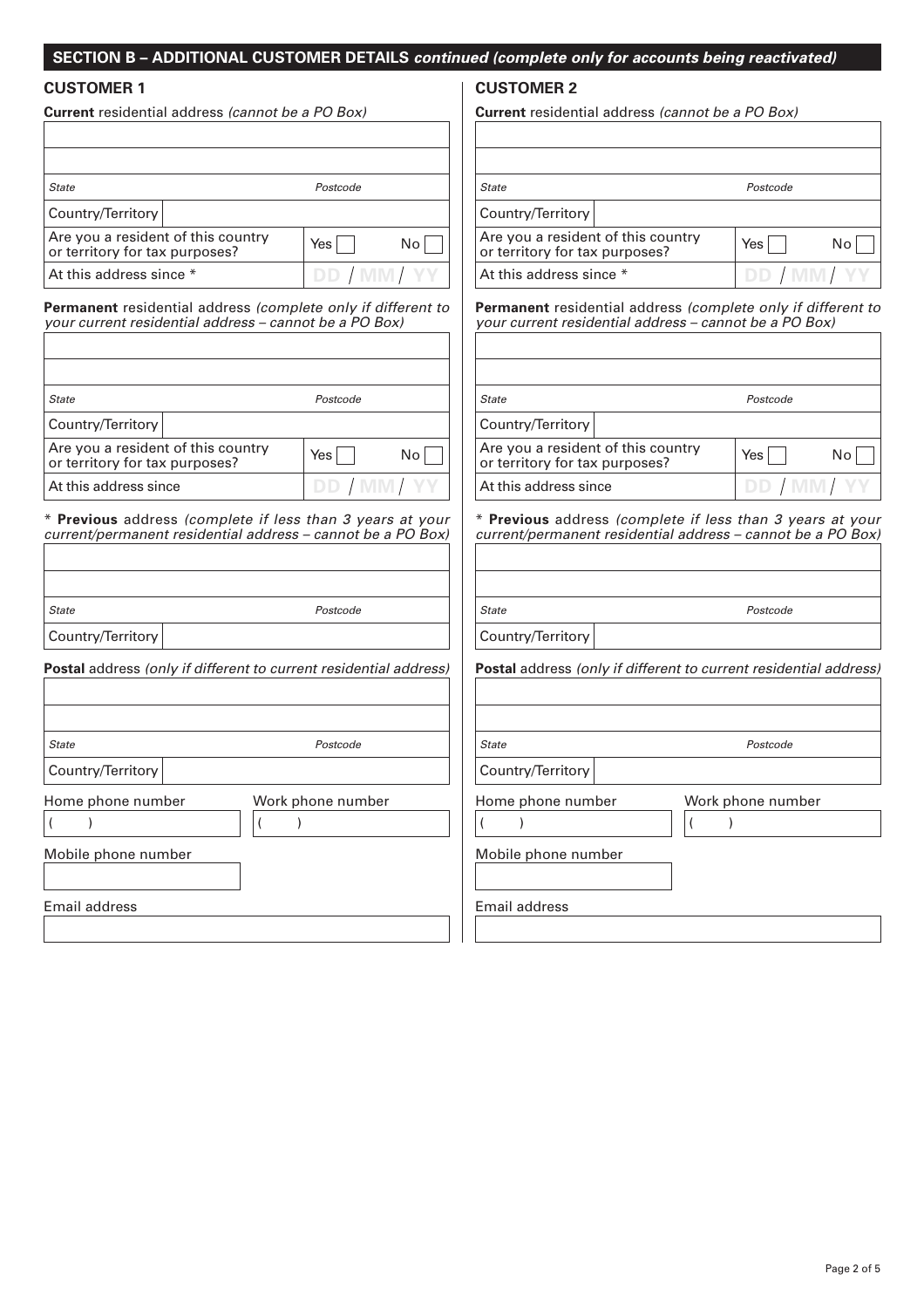## SECTION B – ADDITIONAL CUSTOMER DETAILS *continued (complete only for accounts being reactivated)*

### CUSTOMER 1

**Current** residential address *(cannot be a PO Box)*

| | |
|---|---|
| | |
| | |
| *State* | *Postcode* |
| Country/Territory | |
| Are you a resident of this country or territory for tax purposes? | Yes ☐ No ☐ |
| At this address since * | DD / MM / YY |

**Permanent** residential address *(complete only if different to your current residential address – cannot be a PO Box)*

| | |
|---|---|
| | |
| | |
| *State* | *Postcode* |
| Country/Territory | |
| Are you a resident of this country or territory for tax purposes? | Yes ☐ No ☐ |
| At this address since | DD / MM / YY |

\* **Previous** address *(complete if less than 3 years at your current/permanent residential address – cannot be a PO Box)*

| | |
|---|---|
| | |
| | |
| *State* | *Postcode* |
| Country/Territory | |

**Postal** address *(only if different to current residential address)*

| | |
|---|---|
| | |
| | |
| *State* | *Postcode* |
| Country/Territory | |

Home phone number ( )

Work phone number ( )

Mobile phone number

Email address

### CUSTOMER 2

**Current** residential address *(cannot be a PO Box)*

| | |
|---|---|
| | |
| | |
| *State* | *Postcode* |
| Country/Territory | |
| Are you a resident of this country or territory for tax purposes? | Yes ☐ No ☐ |
| At this address since * | DD / MM / YY |

**Permanent** residential address *(complete only if different to your current residential address – cannot be a PO Box)*

| | |
|---|---|
| | |
| | |
| *State* | *Postcode* |
| Country/Territory | |
| Are you a resident of this country or territory for tax purposes? | Yes ☐ No ☐ |
| At this address since | DD / MM / YY |

\* **Previous** address *(complete if less than 3 years at your current/permanent residential address – cannot be a PO Box)*

| | |
|---|---|
| | |
| | |
| *State* | *Postcode* |
| Country/Territory | |

**Postal** address *(only if different to current residential address)*

| | |
|---|---|
| | |
| | |
| *State* | *Postcode* |
| Country/Territory | |

Home phone number ( )

Work phone number ( )

Mobile phone number

Email address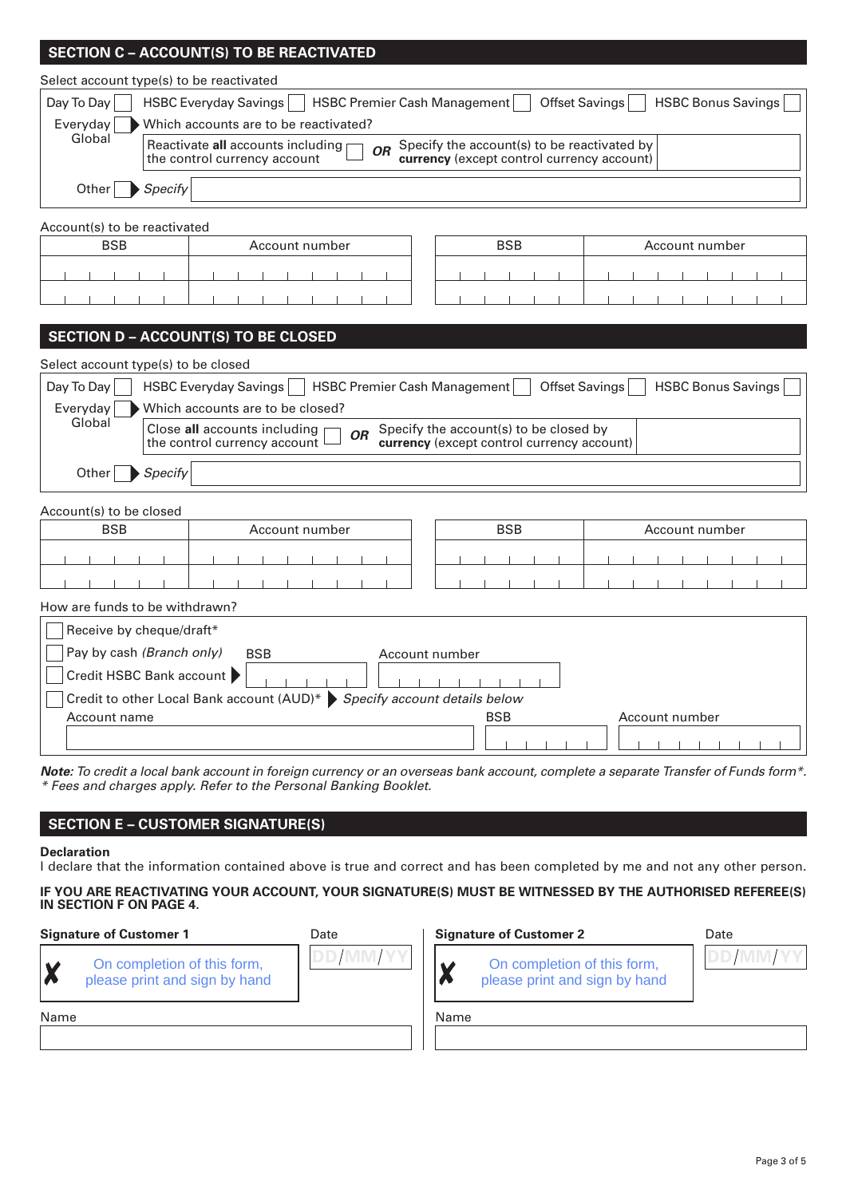## SECTION C – ACCOUNT(S) TO BE REACTIVATED

Select account type(s) to be reactivated

Day To Day ☐ HSBC Everyday Savings ☐ HSBC Premier Cash Management ☐ Offset Savings ☐ HSBC Bonus Savings ☐

Everyday Global ☐ ▶ Which accounts are to be reactivated?

Reactivate **all** accounts including the control currency account ☐ ***OR*** Specify the account(s) to be reactivated by **currency** (except control currency account)

Other ☐ ▶ *Specify*

Account(s) to be reactivated

| BSB | Account number | BSB | Account number |
|---|---|---|---|
| | | | |
| | | | |

## SECTION D – ACCOUNT(S) TO BE CLOSED

Select account type(s) to be closed

Day To Day ☐ HSBC Everyday Savings ☐ HSBC Premier Cash Management ☐ Offset Savings ☐ HSBC Bonus Savings ☐

Everyday Global ☐ ▶ Which accounts are to be closed?

Close **all** accounts including the control currency account ☐ ***OR*** Specify the account(s) to be closed by **currency** (except control currency account)

Other ☐ ▶ *Specify*

Account(s) to be closed

| BSB | Account number | BSB | Account number |
|---|---|---|---|
| | | | |
| | | | |

How are funds to be withdrawn?

☐ Receive by cheque/draft*

☐ Pay by cash *(Branch only)*

☐ Credit HSBC Bank account ▶ BSB ______ Account number ______

☐ Credit to other Local Bank account (AUD)* ▶ *Specify account details below*

Account name ______ BSB ______ Account number ______

***Note:*** *To credit a local bank account in foreign currency or an overseas bank account, complete a separate Transfer of Funds form*.*
*\* Fees and charges apply. Refer to the Personal Banking Booklet.*

## SECTION E – CUSTOMER SIGNATURE(S)

**Declaration**

I declare that the information contained above is true and correct and has been completed by me and not any other person.

**IF YOU ARE REACTIVATING YOUR ACCOUNT, YOUR SIGNATURE(S) MUST BE WITNESSED BY THE AUTHORISED REFEREE(S) IN SECTION F ON PAGE 4.**

**Signature of Customer 1**

✗ On completion of this form, please print and sign by hand

Date DD/MM/YY

Name

**Signature of Customer 2**

✗ On completion of this form, please print and sign by hand

Date DD/MM/YY

Name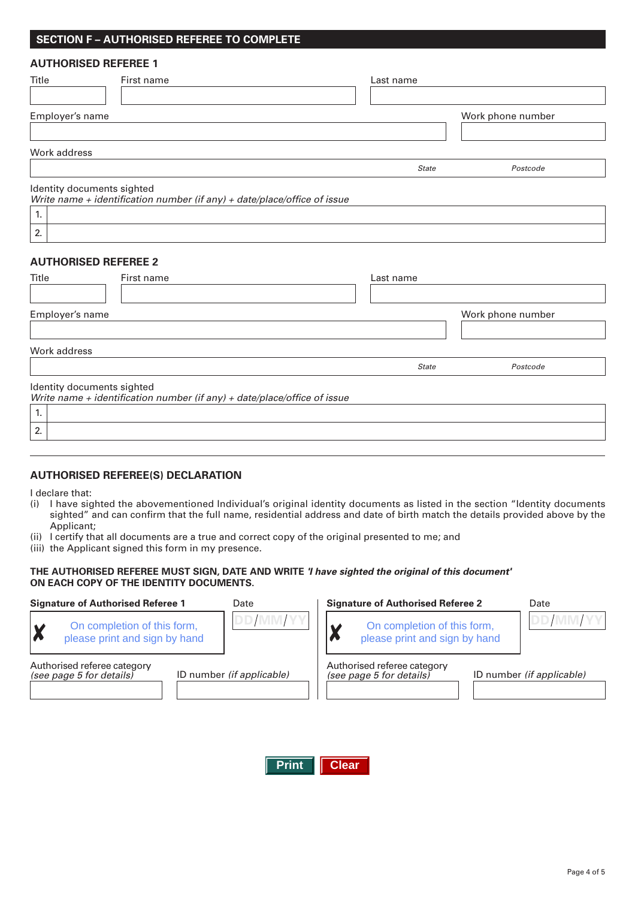## SECTION F – AUTHORISED REFEREE TO COMPLETE

### AUTHORISED REFEREE 1

| Title | First name | Last name |
|---|---|---|
| | | |

| Employer's name | Work phone number |
|---|---|
| | |

Work address

| | *State* | *Postcode* |
|---|---|---|
| | | |

Identity documents sighted
*Write name + identification number (if any) + date/place/office of issue*

| | |
|---|---|
| 1. | |
| 2. | |

### AUTHORISED REFEREE 2

| Title | First name | Last name |
|---|---|---|
| | | |

| Employer's name | Work phone number |
|---|---|
| | |

Work address

| | *State* | *Postcode* |
|---|---|---|
| | | |

Identity documents sighted
*Write name + identification number (if any) + date/place/office of issue*

| | |
|---|---|
| 1. | |
| 2. | |

---

### AUTHORISED REFEREE(S) DECLARATION

I declare that:

(i) I have sighted the abovementioned Individual's original identity documents as listed in the section "Identity documents sighted" and can confirm that the full name, residential address and date of birth match the details provided above by the Applicant;

(ii) I certify that all documents are a true and correct copy of the original presented to me; and

(iii) the Applicant signed this form in my presence.

**THE AUTHORISED REFEREE MUST SIGN, DATE AND WRITE *'I have sighted the original of this document'* ON EACH COPY OF THE IDENTITY DOCUMENTS.**

**Signature of Authorised Referee 1**

✗ On completion of this form, please print and sign by hand

Date DD/MM/YY

Authorised referee category *(see page 5 for details)*

ID number *(if applicable)*

**Signature of Authorised Referee 2**

✗ On completion of this form, please print and sign by hand

Date DD/MM/YY

Authorised referee category *(see page 5 for details)*

ID number *(if applicable)*

Print Clear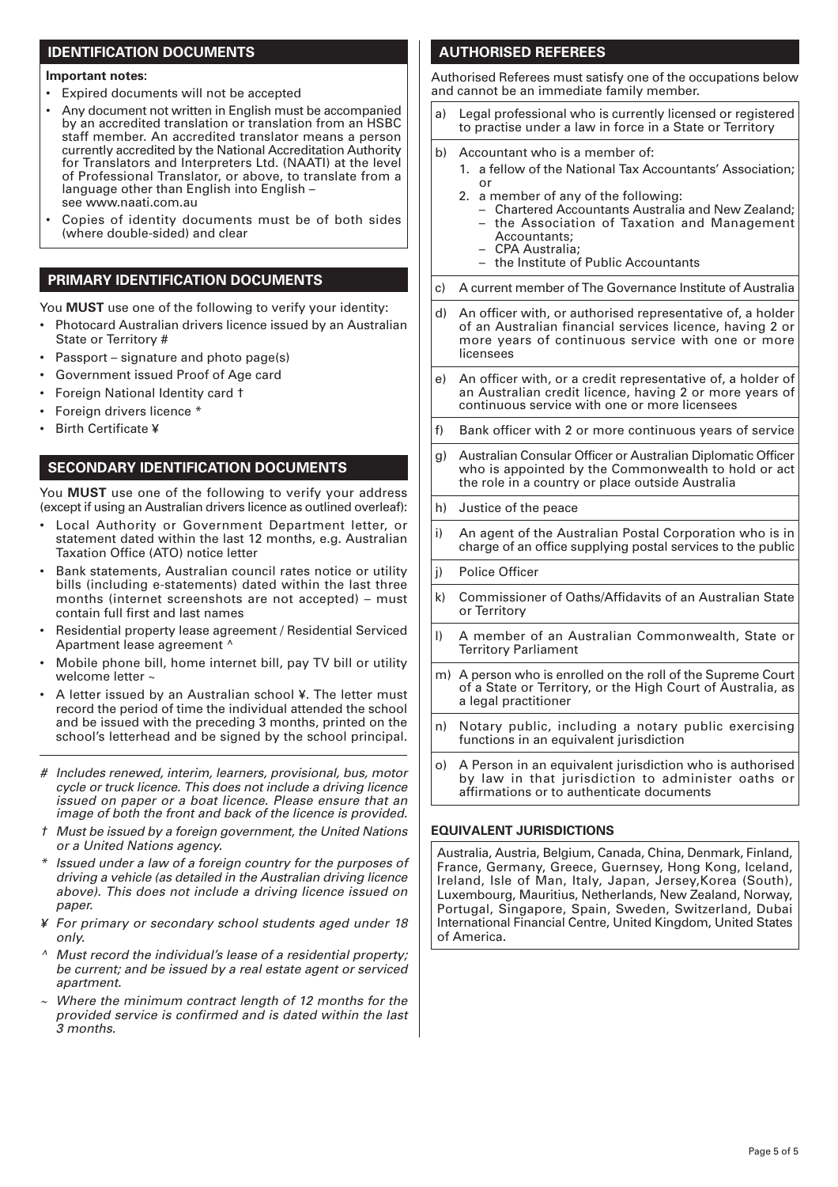## IDENTIFICATION DOCUMENTS

**Important notes:**

- Expired documents will not be accepted
- Any document not written in English must be accompanied by an accredited translation or translation from an HSBC staff member. An accredited translator means a person currently accredited by the National Accreditation Authority for Translators and Interpreters Ltd. (NAATI) at the level of Professional Translator, or above, to translate from a language other than English into English – see www.naati.com.au
- Copies of identity documents must be of both sides (where double-sided) and clear

## PRIMARY IDENTIFICATION DOCUMENTS

You **MUST** use one of the following to verify your identity:

- Photocard Australian drivers licence issued by an Australian State or Territory #
- Passport – signature and photo page(s)
- Government issued Proof of Age card
- Foreign National Identity card †
- Foreign drivers licence *
- Birth Certificate ¥

## SECONDARY IDENTIFICATION DOCUMENTS

You **MUST** use one of the following to verify your address (except if using an Australian drivers licence as outlined overleaf):

- Local Authority or Government Department letter, or statement dated within the last 12 months, e.g. Australian Taxation Office (ATO) notice letter
- Bank statements, Australian council rates notice or utility bills (including e-statements) dated within the last three months (internet screenshots are not accepted) – must contain full first and last names
- Residential property lease agreement / Residential Serviced Apartment lease agreement ^
- Mobile phone bill, home internet bill, pay TV bill or utility welcome letter ~
- A letter issued by an Australian school ¥. The letter must record the period of time the individual attended the school and be issued with the preceding 3 months, printed on the school's letterhead and be signed by the school principal.

*# Includes renewed, interim, learners, provisional, bus, motor cycle or truck licence. This does not include a driving licence issued on paper or a boat licence. Please ensure that an image of both the front and back of the licence is provided.*

*† Must be issued by a foreign government, the United Nations or a United Nations agency.*

*\* Issued under a law of a foreign country for the purposes of driving a vehicle (as detailed in the Australian driving licence above). This does not include a driving licence issued on paper.*

*¥ For primary or secondary school students aged under 18 only.*

*^ Must record the individual's lease of a residential property; be current; and be issued by a real estate agent or serviced apartment.*

*~ Where the minimum contract length of 12 months for the provided service is confirmed and is dated within the last 3 months.*

## AUTHORISED REFEREES

Authorised Referees must satisfy one of the occupations below and cannot be an immediate family member.

| | |
|---|---|
| a) | Legal professional who is currently licensed or registered to practise under a law in force in a State or Territory |
| b) | Accountant who is a member of:<br>1. a fellow of the National Tax Accountants' Association; or<br>2. a member of any of the following:<br>– Chartered Accountants Australia and New Zealand;<br>– the Association of Taxation and Management Accountants;<br>– CPA Australia;<br>– the Institute of Public Accountants |
| c) | A current member of The Governance Institute of Australia |
| d) | An officer with, or authorised representative of, a holder of an Australian financial services licence, having 2 or more years of continuous service with one or more licensees |
| e) | An officer with, or a credit representative of, a holder of an Australian credit licence, having 2 or more years of continuous service with one or more licensees |
| f) | Bank officer with 2 or more continuous years of service |
| g) | Australian Consular Officer or Australian Diplomatic Officer who is appointed by the Commonwealth to hold or act the role in a country or place outside Australia |
| h) | Justice of the peace |
| i) | An agent of the Australian Postal Corporation who is in charge of an office supplying postal services to the public |
| j) | Police Officer |
| k) | Commissioner of Oaths/Affidavits of an Australian State or Territory |
| l) | A member of an Australian Commonwealth, State or Territory Parliament |
| m) | A person who is enrolled on the roll of the Supreme Court of a State or Territory, or the High Court of Australia, as a legal practitioner |
| n) | Notary public, including a notary public exercising functions in an equivalent jurisdiction |
| o) | A Person in an equivalent jurisdiction who is authorised by law in that jurisdiction to administer oaths or affirmations or to authenticate documents |

### EQUIVALENT JURISDICTIONS

Australia, Austria, Belgium, Canada, China, Denmark, Finland, France, Germany, Greece, Guernsey, Hong Kong, Iceland, Ireland, Isle of Man, Italy, Japan, Jersey,Korea (South), Luxembourg, Mauritius, Netherlands, New Zealand, Norway, Portugal, Singapore, Spain, Sweden, Switzerland, Dubai International Financial Centre, United Kingdom, United States of America.